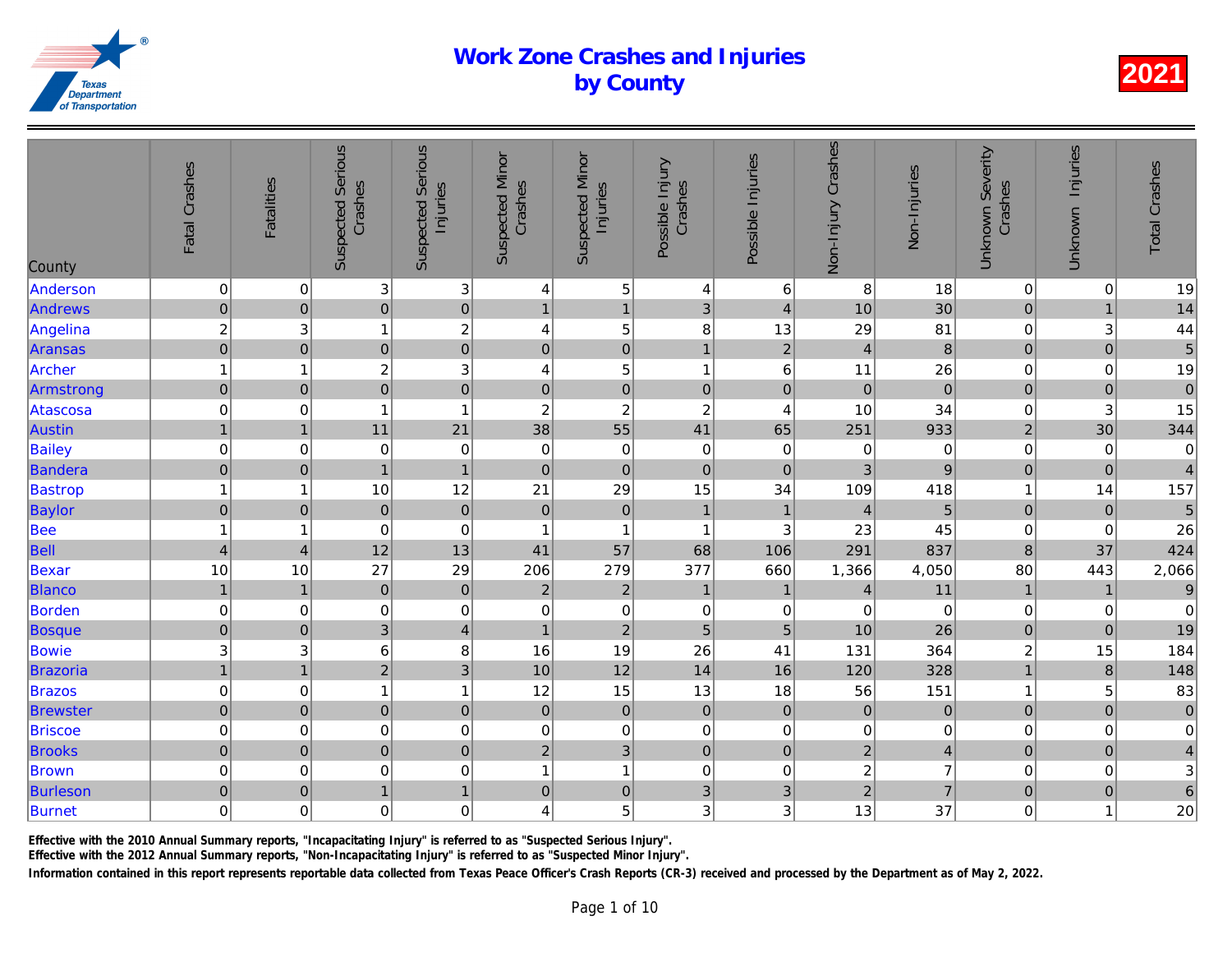# Work Zone Crashes and Injuries by County

**2021**

| County | Fatal Crashes | Fatalities | Suspected Serious Crashes | Suspected Serious Injuries | Suspected Minor Crashes | Suspected Minor Injuries | Possible Injury Crashes | Possible Injuries | Non-Injury Crashes | Non-Injuries | Unknown Severity Crashes | Unknown Injuries | Total Crashes |
|---|---|---|---|---|---|---|---|---|---|---|---|---|---|
| Anderson | 0 | 0 | 3 | 3 | 4 | 5 | 4 | 6 | 8 | 18 | 0 | 0 | 19 |
| Andrews | 0 | 0 | 0 | 0 | 1 | 1 | 3 | 4 | 10 | 30 | 0 | 1 | 14 |
| Angelina | 2 | 3 | 1 | 2 | 4 | 5 | 8 | 13 | 29 | 81 | 0 | 3 | 44 |
| Aransas | 0 | 0 | 0 | 0 | 0 | 0 | 1 | 2 | 4 | 8 | 0 | 0 | 5 |
| Archer | 1 | 1 | 2 | 3 | 4 | 5 | 1 | 6 | 11 | 26 | 0 | 0 | 19 |
| Armstrong | 0 | 0 | 0 | 0 | 0 | 0 | 0 | 0 | 0 | 0 | 0 | 0 | 0 |
| Atascosa | 0 | 0 | 1 | 1 | 2 | 2 | 2 | 4 | 10 | 34 | 0 | 3 | 15 |
| Austin | 1 | 1 | 11 | 21 | 38 | 55 | 41 | 65 | 251 | 933 | 2 | 30 | 344 |
| Bailey | 0 | 0 | 0 | 0 | 0 | 0 | 0 | 0 | 0 | 0 | 0 | 0 | 0 |
| Bandera | 0 | 0 | 1 | 1 | 0 | 0 | 0 | 0 | 3 | 9 | 0 | 0 | 4 |
| Bastrop | 1 | 1 | 10 | 12 | 21 | 29 | 15 | 34 | 109 | 418 | 1 | 14 | 157 |
| Baylor | 0 | 0 | 0 | 0 | 0 | 0 | 1 | 1 | 4 | 5 | 0 | 0 | 5 |
| Bee | 1 | 1 | 0 | 0 | 1 | 1 | 1 | 3 | 23 | 45 | 0 | 0 | 26 |
| Bell | 4 | 4 | 12 | 13 | 41 | 57 | 68 | 106 | 291 | 837 | 8 | 37 | 424 |
| Bexar | 10 | 10 | 27 | 29 | 206 | 279 | 377 | 660 | 1,366 | 4,050 | 80 | 443 | 2,066 |
| Blanco | 1 | 1 | 0 | 0 | 2 | 2 | 1 | 1 | 4 | 11 | 1 | 1 | 9 |
| Borden | 0 | 0 | 0 | 0 | 0 | 0 | 0 | 0 | 0 | 0 | 0 | 0 | 0 |
| Bosque | 0 | 0 | 3 | 4 | 1 | 2 | 5 | 5 | 10 | 26 | 0 | 0 | 19 |
| Bowie | 3 | 3 | 6 | 8 | 16 | 19 | 26 | 41 | 131 | 364 | 2 | 15 | 184 |
| Brazoria | 1 | 1 | 2 | 3 | 10 | 12 | 14 | 16 | 120 | 328 | 1 | 8 | 148 |
| Brazos | 0 | 0 | 1 | 1 | 12 | 15 | 13 | 18 | 56 | 151 | 1 | 5 | 83 |
| Brewster | 0 | 0 | 0 | 0 | 0 | 0 | 0 | 0 | 0 | 0 | 0 | 0 | 0 |
| Briscoe | 0 | 0 | 0 | 0 | 0 | 0 | 0 | 0 | 0 | 0 | 0 | 0 | 0 |
| Brooks | 0 | 0 | 0 | 0 | 2 | 3 | 0 | 0 | 2 | 4 | 0 | 0 | 4 |
| Brown | 0 | 0 | 0 | 0 | 1 | 1 | 0 | 0 | 2 | 7 | 0 | 0 | 3 |
| Burleson | 0 | 0 | 1 | 1 | 0 | 0 | 3 | 3 | 2 | 7 | 0 | 0 | 6 |
| Burnet | 0 | 0 | 0 | 0 | 4 | 5 | 3 | 3 | 13 | 37 | 0 | 1 | 20 |

**Effective with the 2010 Annual Summary reports, "Incapacitating Injury" is referred to as "Suspected Serious Injury".**
**Effective with the 2012 Annual Summary reports, "Non-Incapacitating Injury" is referred to as "Suspected Minor Injury".**
**Information contained in this report represents reportable data collected from Texas Peace Officer's Crash Reports (CR-3) received and processed by the Department as of May 2, 2022.**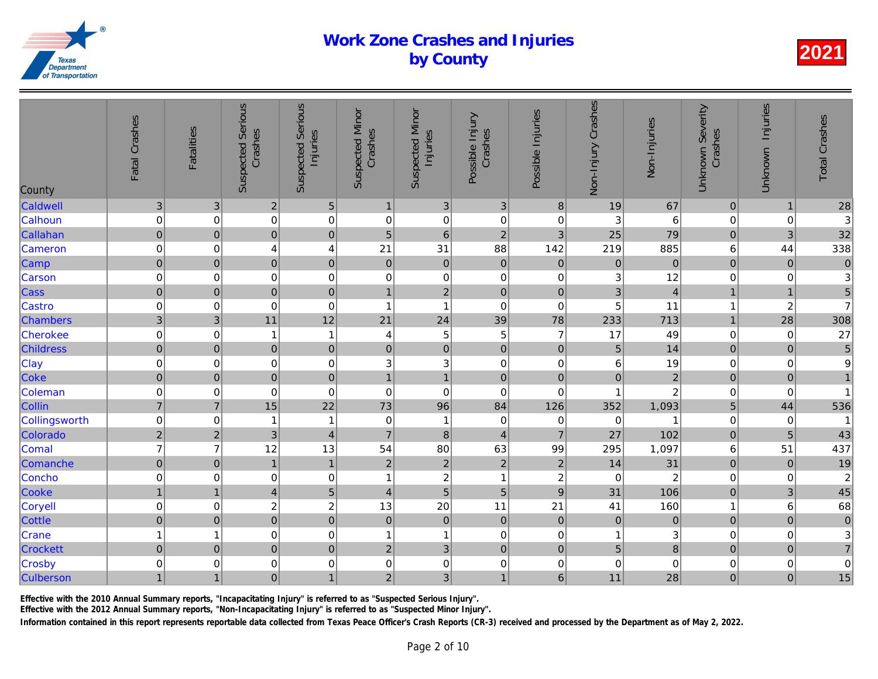# Work Zone Crashes and Injuries by County

**2021**

| County | Fatal Crashes | Fatalities | Suspected Serious Crashes | Suspected Serious Injuries | Suspected Minor Crashes | Suspected Minor Injuries | Possible Injury Crashes | Possible Injuries | Non-Injury Crashes | Non-Injuries | Unknown Severity Crashes | Unknown Injuries | Total Crashes |
|---|---|---|---|---|---|---|---|---|---|---|---|---|---|
| Caldwell | 3 | 3 | 2 | 5 | 1 | 3 | 3 | 8 | 19 | 67 | 0 | 1 | 28 |
| Calhoun | 0 | 0 | 0 | 0 | 0 | 0 | 0 | 0 | 3 | 6 | 0 | 0 | 3 |
| Callahan | 0 | 0 | 0 | 0 | 5 | 6 | 2 | 3 | 25 | 79 | 0 | 3 | 32 |
| Cameron | 0 | 0 | 4 | 4 | 21 | 31 | 88 | 142 | 219 | 885 | 6 | 44 | 338 |
| Camp | 0 | 0 | 0 | 0 | 0 | 0 | 0 | 0 | 0 | 0 | 0 | 0 | 0 |
| Carson | 0 | 0 | 0 | 0 | 0 | 0 | 0 | 0 | 3 | 12 | 0 | 0 | 3 |
| Cass | 0 | 0 | 0 | 0 | 1 | 2 | 0 | 0 | 3 | 4 | 1 | 1 | 5 |
| Castro | 0 | 0 | 0 | 0 | 1 | 1 | 0 | 0 | 5 | 11 | 1 | 2 | 7 |
| Chambers | 3 | 3 | 11 | 12 | 21 | 24 | 39 | 78 | 233 | 713 | 1 | 28 | 308 |
| Cherokee | 0 | 0 | 1 | 1 | 4 | 5 | 5 | 7 | 17 | 49 | 0 | 0 | 27 |
| Childress | 0 | 0 | 0 | 0 | 0 | 0 | 0 | 0 | 5 | 14 | 0 | 0 | 5 |
| Clay | 0 | 0 | 0 | 0 | 3 | 3 | 0 | 0 | 6 | 19 | 0 | 0 | 9 |
| Coke | 0 | 0 | 0 | 0 | 1 | 1 | 0 | 0 | 0 | 2 | 0 | 0 | 1 |
| Coleman | 0 | 0 | 0 | 0 | 0 | 0 | 0 | 0 | 1 | 2 | 0 | 0 | 1 |
| Collin | 7 | 7 | 15 | 22 | 73 | 96 | 84 | 126 | 352 | 1,093 | 5 | 44 | 536 |
| Collingsworth | 0 | 0 | 1 | 1 | 0 | 1 | 0 | 0 | 0 | 1 | 0 | 0 | 1 |
| Colorado | 2 | 2 | 3 | 4 | 7 | 8 | 4 | 7 | 27 | 102 | 0 | 5 | 43 |
| Comal | 7 | 7 | 12 | 13 | 54 | 80 | 63 | 99 | 295 | 1,097 | 6 | 51 | 437 |
| Comanche | 0 | 0 | 1 | 1 | 2 | 2 | 2 | 2 | 14 | 31 | 0 | 0 | 19 |
| Concho | 0 | 0 | 0 | 0 | 1 | 2 | 1 | 2 | 0 | 2 | 0 | 0 | 2 |
| Cooke | 1 | 1 | 4 | 5 | 4 | 5 | 5 | 9 | 31 | 106 | 0 | 3 | 45 |
| Coryell | 0 | 0 | 2 | 2 | 13 | 20 | 11 | 21 | 41 | 160 | 1 | 6 | 68 |
| Cottle | 0 | 0 | 0 | 0 | 0 | 0 | 0 | 0 | 0 | 0 | 0 | 0 | 0 |
| Crane | 1 | 1 | 0 | 0 | 1 | 1 | 0 | 0 | 1 | 3 | 0 | 0 | 3 |
| Crockett | 0 | 0 | 0 | 0 | 2 | 3 | 0 | 0 | 5 | 8 | 0 | 0 | 7 |
| Crosby | 0 | 0 | 0 | 0 | 0 | 0 | 0 | 0 | 0 | 0 | 0 | 0 | 0 |
| Culberson | 1 | 1 | 0 | 1 | 2 | 3 | 1 | 6 | 11 | 28 | 0 | 0 | 15 |

**Effective with the 2010 Annual Summary reports, "Incapacitating Injury" is referred to as "Suspected Serious Injury".**
**Effective with the 2012 Annual Summary reports, "Non-Incapacitating Injury" is referred to as "Suspected Minor Injury".**
**Information contained in this report represents reportable data collected from Texas Peace Officer's Crash Reports (CR-3) received and processed by the Department as of May 2, 2022.**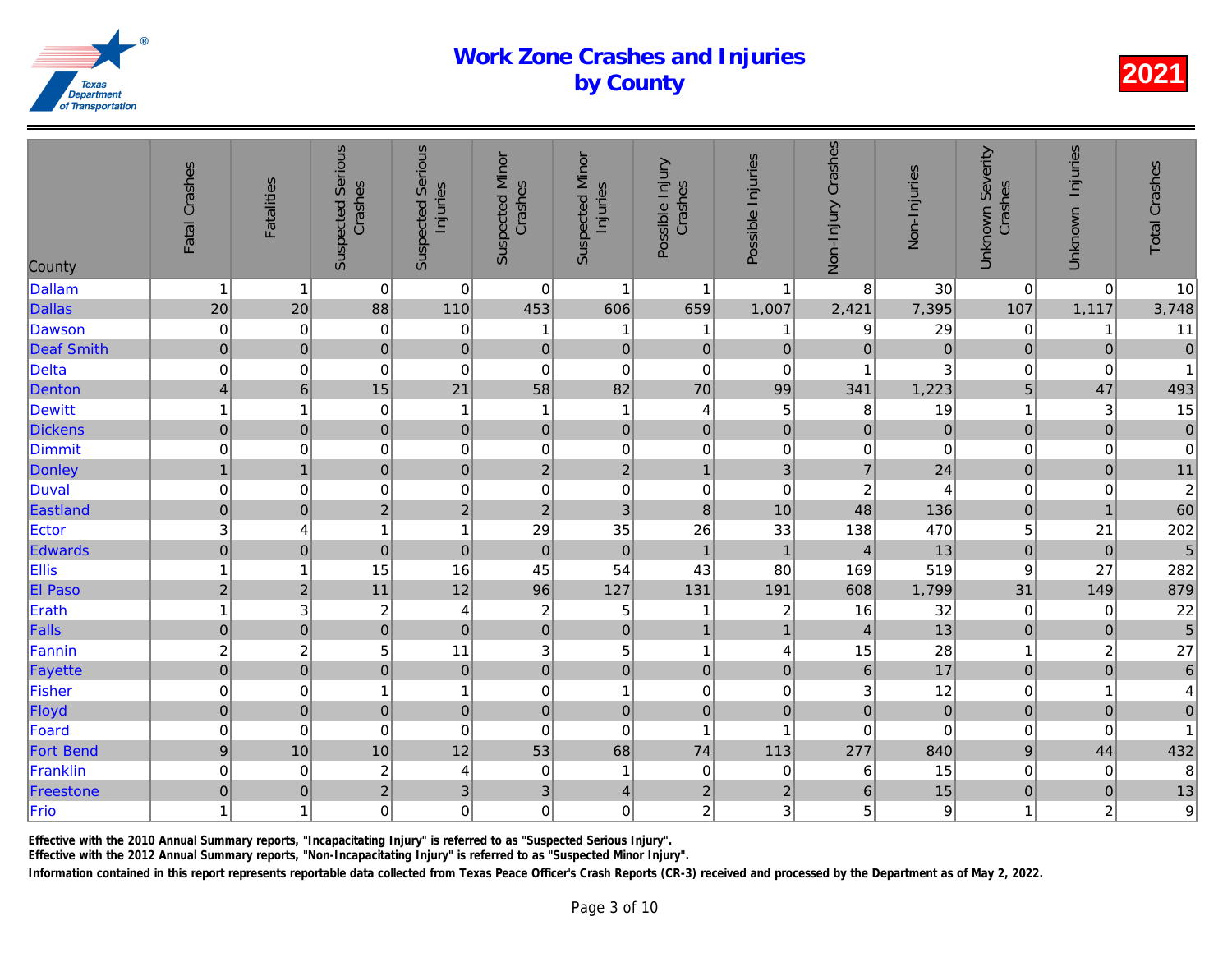# Work Zone Crashes and Injuries by County

2021

| County | Fatal Crashes | Fatalities | Suspected Serious Crashes | Suspected Serious Injuries | Suspected Minor Crashes | Suspected Minor Injuries | Possible Injury Crashes | Possible Injuries | Non-Injury Crashes | Non-Injuries | Unknown Severity Crashes | Unknown Injuries | Total Crashes |
|---|---|---|---|---|---|---|---|---|---|---|---|---|---|
| Dallam | 1 | 1 | 0 | 0 | 0 | 1 | 1 | 1 | 8 | 30 | 0 | 0 | 10 |
| Dallas | 20 | 20 | 88 | 110 | 453 | 606 | 659 | 1,007 | 2,421 | 7,395 | 107 | 1,117 | 3,748 |
| Dawson | 0 | 0 | 0 | 0 | 1 | 1 | 1 | 1 | 9 | 29 | 0 | 1 | 11 |
| Deaf Smith | 0 | 0 | 0 | 0 | 0 | 0 | 0 | 0 | 0 | 0 | 0 | 0 | 0 |
| Delta | 0 | 0 | 0 | 0 | 0 | 0 | 0 | 0 | 1 | 3 | 0 | 0 | 1 |
| Denton | 4 | 6 | 15 | 21 | 58 | 82 | 70 | 99 | 341 | 1,223 | 5 | 47 | 493 |
| Dewitt | 1 | 1 | 0 | 1 | 1 | 1 | 4 | 5 | 8 | 19 | 1 | 3 | 15 |
| Dickens | 0 | 0 | 0 | 0 | 0 | 0 | 0 | 0 | 0 | 0 | 0 | 0 | 0 |
| Dimmit | 0 | 0 | 0 | 0 | 0 | 0 | 0 | 0 | 0 | 0 | 0 | 0 | 0 |
| Donley | 1 | 1 | 0 | 0 | 2 | 2 | 1 | 3 | 7 | 24 | 0 | 0 | 11 |
| Duval | 0 | 0 | 0 | 0 | 0 | 0 | 0 | 0 | 2 | 4 | 0 | 0 | 2 |
| Eastland | 0 | 0 | 2 | 2 | 2 | 3 | 8 | 10 | 48 | 136 | 0 | 1 | 60 |
| Ector | 3 | 4 | 1 | 1 | 29 | 35 | 26 | 33 | 138 | 470 | 5 | 21 | 202 |
| Edwards | 0 | 0 | 0 | 0 | 0 | 0 | 1 | 1 | 4 | 13 | 0 | 0 | 5 |
| Ellis | 1 | 1 | 15 | 16 | 45 | 54 | 43 | 80 | 169 | 519 | 9 | 27 | 282 |
| El Paso | 2 | 2 | 11 | 12 | 96 | 127 | 131 | 191 | 608 | 1,799 | 31 | 149 | 879 |
| Erath | 1 | 3 | 2 | 4 | 2 | 5 | 1 | 2 | 16 | 32 | 0 | 0 | 22 |
| Falls | 0 | 0 | 0 | 0 | 0 | 0 | 1 | 1 | 4 | 13 | 0 | 0 | 5 |
| Fannin | 2 | 2 | 5 | 11 | 3 | 5 | 1 | 4 | 15 | 28 | 1 | 2 | 27 |
| Fayette | 0 | 0 | 0 | 0 | 0 | 0 | 0 | 0 | 6 | 17 | 0 | 0 | 6 |
| Fisher | 0 | 0 | 1 | 1 | 0 | 1 | 0 | 0 | 3 | 12 | 0 | 1 | 4 |
| Floyd | 0 | 0 | 0 | 0 | 0 | 0 | 0 | 0 | 0 | 0 | 0 | 0 | 0 |
| Foard | 0 | 0 | 0 | 0 | 0 | 0 | 1 | 1 | 0 | 0 | 0 | 0 | 1 |
| Fort Bend | 9 | 10 | 10 | 12 | 53 | 68 | 74 | 113 | 277 | 840 | 9 | 44 | 432 |
| Franklin | 0 | 0 | 2 | 4 | 0 | 1 | 0 | 0 | 6 | 15 | 0 | 0 | 8 |
| Freestone | 0 | 0 | 2 | 3 | 3 | 4 | 2 | 2 | 6 | 15 | 0 | 0 | 13 |
| Frio | 1 | 1 | 0 | 0 | 0 | 0 | 2 | 3 | 5 | 9 | 1 | 2 | 9 |

Effective with the 2010 Annual Summary reports, "Incapacitating Injury" is referred to as "Suspected Serious Injury".

Effective with the 2012 Annual Summary reports, "Non-Incapacitating Injury" is referred to as "Suspected Minor Injury".

Information contained in this report represents reportable data collected from Texas Peace Officer's Crash Reports (CR-3) received and processed by the Department as of May 2, 2022.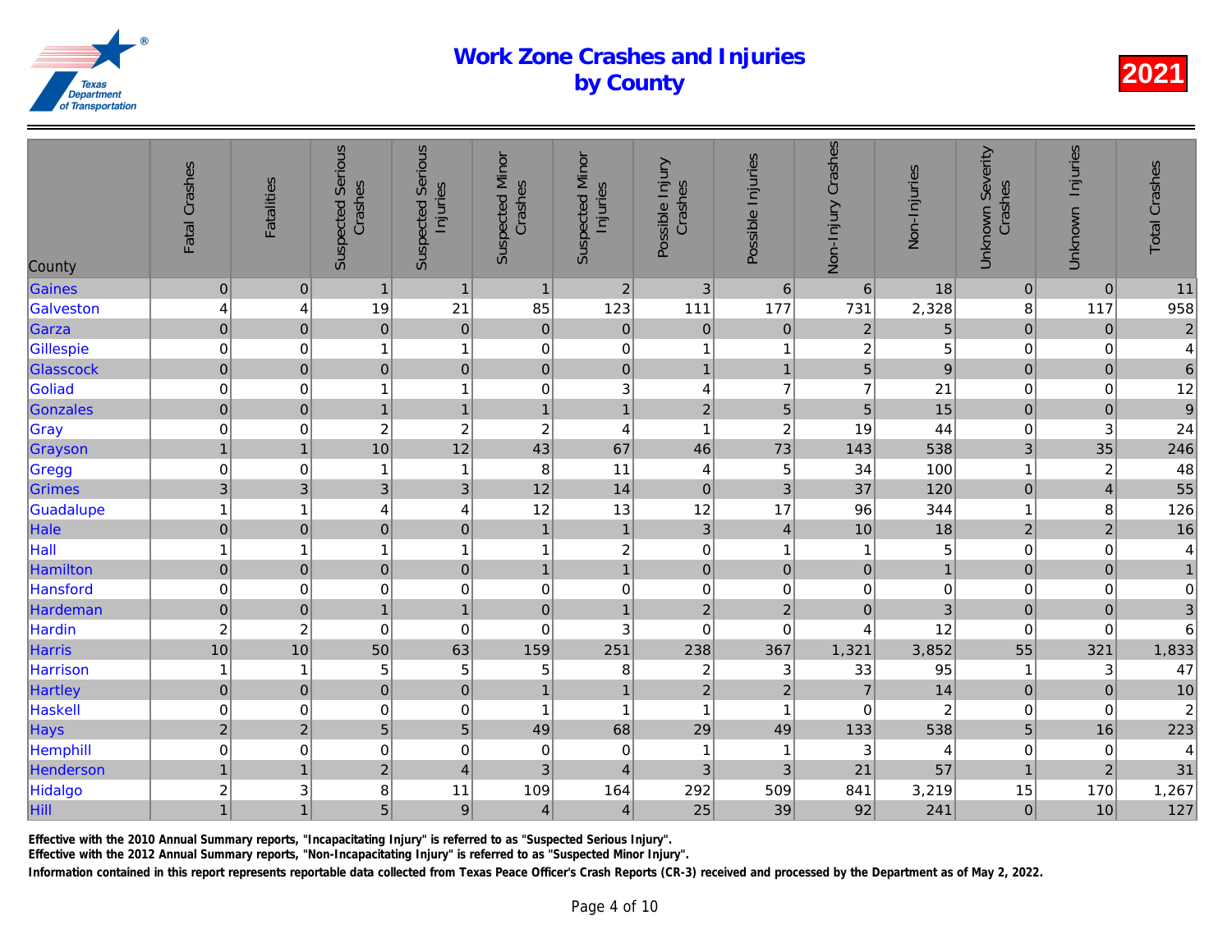# Work Zone Crashes and Injuries by County

2021

| County | Fatal Crashes | Fatalities | Suspected Serious Crashes | Suspected Serious Injuries | Suspected Minor Crashes | Suspected Minor Injuries | Possible Injury Crashes | Possible Injuries | Non-Injury Crashes | Non-Injuries | Unknown Severity Crashes | Unknown Injuries | Total Crashes |
|---|---|---|---|---|---|---|---|---|---|---|---|---|---|
| Gaines | 0 | 0 | 1 | 1 | 1 | 2 | 3 | 6 | 6 | 18 | 0 | 0 | 11 |
| Galveston | 4 | 4 | 19 | 21 | 85 | 123 | 111 | 177 | 731 | 2,328 | 8 | 117 | 958 |
| Garza | 0 | 0 | 0 | 0 | 0 | 0 | 0 | 0 | 2 | 5 | 0 | 0 | 2 |
| Gillespie | 0 | 0 | 1 | 1 | 0 | 0 | 1 | 1 | 2 | 5 | 0 | 0 | 4 |
| Glasscock | 0 | 0 | 0 | 0 | 0 | 0 | 1 | 1 | 5 | 9 | 0 | 0 | 6 |
| Goliad | 0 | 0 | 1 | 1 | 0 | 3 | 4 | 7 | 7 | 21 | 0 | 0 | 12 |
| Gonzales | 0 | 0 | 1 | 1 | 1 | 1 | 2 | 5 | 5 | 15 | 0 | 0 | 9 |
| Gray | 0 | 0 | 2 | 2 | 2 | 4 | 1 | 2 | 19 | 44 | 0 | 3 | 24 |
| Grayson | 1 | 1 | 10 | 12 | 43 | 67 | 46 | 73 | 143 | 538 | 3 | 35 | 246 |
| Gregg | 0 | 0 | 1 | 1 | 8 | 11 | 4 | 5 | 34 | 100 | 1 | 2 | 48 |
| Grimes | 3 | 3 | 3 | 3 | 12 | 14 | 0 | 3 | 37 | 120 | 0 | 4 | 55 |
| Guadalupe | 1 | 1 | 4 | 4 | 12 | 13 | 12 | 17 | 96 | 344 | 1 | 8 | 126 |
| Hale | 0 | 0 | 0 | 0 | 1 | 1 | 3 | 4 | 10 | 18 | 2 | 2 | 16 |
| Hall | 1 | 1 | 1 | 1 | 1 | 2 | 0 | 1 | 1 | 5 | 0 | 0 | 4 |
| Hamilton | 0 | 0 | 0 | 0 | 1 | 1 | 0 | 0 | 0 | 1 | 0 | 0 | 1 |
| Hansford | 0 | 0 | 0 | 0 | 0 | 0 | 0 | 0 | 0 | 0 | 0 | 0 | 0 |
| Hardeman | 0 | 0 | 1 | 1 | 0 | 1 | 2 | 2 | 0 | 3 | 0 | 0 | 3 |
| Hardin | 2 | 2 | 0 | 0 | 0 | 3 | 0 | 0 | 4 | 12 | 0 | 0 | 6 |
| Harris | 10 | 10 | 50 | 63 | 159 | 251 | 238 | 367 | 1,321 | 3,852 | 55 | 321 | 1,833 |
| Harrison | 1 | 1 | 5 | 5 | 5 | 8 | 2 | 3 | 33 | 95 | 1 | 3 | 47 |
| Hartley | 0 | 0 | 0 | 0 | 1 | 1 | 2 | 2 | 7 | 14 | 0 | 0 | 10 |
| Haskell | 0 | 0 | 0 | 0 | 1 | 1 | 1 | 1 | 0 | 2 | 0 | 0 | 2 |
| Hays | 2 | 2 | 5 | 5 | 49 | 68 | 29 | 49 | 133 | 538 | 5 | 16 | 223 |
| Hemphill | 0 | 0 | 0 | 0 | 0 | 0 | 1 | 1 | 3 | 4 | 0 | 0 | 4 |
| Henderson | 1 | 1 | 2 | 4 | 3 | 4 | 3 | 3 | 21 | 57 | 1 | 2 | 31 |
| Hidalgo | 2 | 3 | 8 | 11 | 109 | 164 | 292 | 509 | 841 | 3,219 | 15 | 170 | 1,267 |
| Hill | 1 | 1 | 5 | 9 | 4 | 4 | 25 | 39 | 92 | 241 | 0 | 10 | 127 |

**Effective with the 2010 Annual Summary reports, "Incapacitating Injury" is referred to as "Suspected Serious Injury".**

**Effective with the 2012 Annual Summary reports, "Non-Incapacitating Injury" is referred to as "Suspected Minor Injury".**

**Information contained in this report represents reportable data collected from Texas Peace Officer's Crash Reports (CR-3) received and processed by the Department as of May 2, 2022.**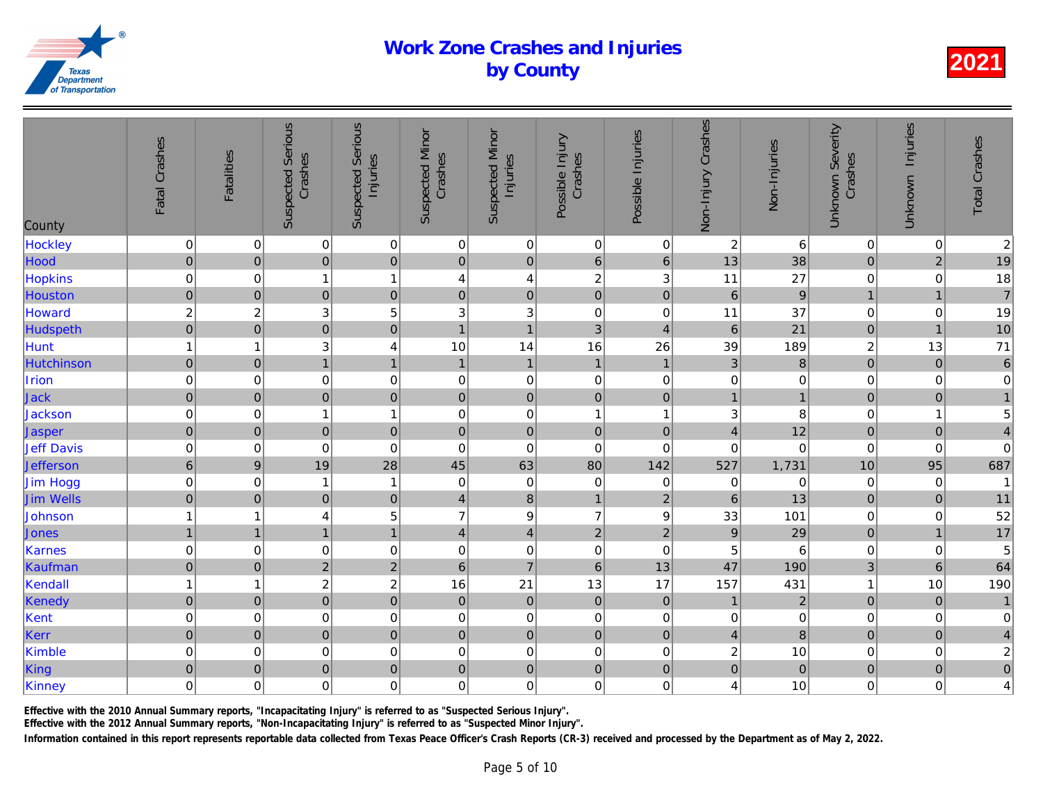# Work Zone Crashes and Injuries by County

2021

| County | Fatal Crashes | Fatalities | Suspected Serious Crashes | Suspected Serious Injuries | Suspected Minor Crashes | Suspected Minor Injuries | Possible Injury Crashes | Possible Injuries | Non-Injury Crashes | Non-Injuries | Unknown Severity Crashes | Unknown Injuries | Total Crashes |
|---|---|---|---|---|---|---|---|---|---|---|---|---|---|
| Hockley | 0 | 0 | 0 | 0 | 0 | 0 | 0 | 0 | 2 | 6 | 0 | 0 | 2 |
| Hood | 0 | 0 | 0 | 0 | 0 | 0 | 6 | 6 | 13 | 38 | 0 | 2 | 19 |
| Hopkins | 0 | 0 | 1 | 1 | 4 | 4 | 2 | 3 | 11 | 27 | 0 | 0 | 18 |
| Houston | 0 | 0 | 0 | 0 | 0 | 0 | 0 | 0 | 6 | 9 | 1 | 1 | 7 |
| Howard | 2 | 2 | 3 | 5 | 3 | 3 | 0 | 0 | 11 | 37 | 0 | 0 | 19 |
| Hudspeth | 0 | 0 | 0 | 0 | 1 | 1 | 3 | 4 | 6 | 21 | 0 | 1 | 10 |
| Hunt | 1 | 1 | 3 | 4 | 10 | 14 | 16 | 26 | 39 | 189 | 2 | 13 | 71 |
| Hutchinson | 0 | 0 | 1 | 1 | 1 | 1 | 1 | 1 | 3 | 8 | 0 | 0 | 6 |
| Irion | 0 | 0 | 0 | 0 | 0 | 0 | 0 | 0 | 0 | 0 | 0 | 0 | 0 |
| Jack | 0 | 0 | 0 | 0 | 0 | 0 | 0 | 0 | 1 | 1 | 0 | 0 | 1 |
| Jackson | 0 | 0 | 1 | 1 | 0 | 0 | 1 | 1 | 3 | 8 | 0 | 1 | 5 |
| Jasper | 0 | 0 | 0 | 0 | 0 | 0 | 0 | 0 | 4 | 12 | 0 | 0 | 4 |
| Jeff Davis | 0 | 0 | 0 | 0 | 0 | 0 | 0 | 0 | 0 | 0 | 0 | 0 | 0 |
| Jefferson | 6 | 9 | 19 | 28 | 45 | 63 | 80 | 142 | 527 | 1,731 | 10 | 95 | 687 |
| Jim Hogg | 0 | 0 | 1 | 1 | 0 | 0 | 0 | 0 | 0 | 0 | 0 | 0 | 1 |
| Jim Wells | 0 | 0 | 0 | 0 | 4 | 8 | 1 | 2 | 6 | 13 | 0 | 0 | 11 |
| Johnson | 1 | 1 | 4 | 5 | 7 | 9 | 7 | 9 | 33 | 101 | 0 | 0 | 52 |
| Jones | 1 | 1 | 1 | 1 | 4 | 4 | 2 | 2 | 9 | 29 | 0 | 1 | 17 |
| Karnes | 0 | 0 | 0 | 0 | 0 | 0 | 0 | 0 | 5 | 6 | 0 | 0 | 5 |
| Kaufman | 0 | 0 | 2 | 2 | 6 | 7 | 6 | 13 | 47 | 190 | 3 | 6 | 64 |
| Kendall | 1 | 1 | 2 | 2 | 16 | 21 | 13 | 17 | 157 | 431 | 1 | 10 | 190 |
| Kenedy | 0 | 0 | 0 | 0 | 0 | 0 | 0 | 0 | 1 | 2 | 0 | 0 | 1 |
| Kent | 0 | 0 | 0 | 0 | 0 | 0 | 0 | 0 | 0 | 0 | 0 | 0 | 0 |
| Kerr | 0 | 0 | 0 | 0 | 0 | 0 | 0 | 0 | 4 | 8 | 0 | 0 | 4 |
| Kimble | 0 | 0 | 0 | 0 | 0 | 0 | 0 | 0 | 2 | 10 | 0 | 0 | 2 |
| King | 0 | 0 | 0 | 0 | 0 | 0 | 0 | 0 | 0 | 0 | 0 | 0 | 0 |
| Kinney | 0 | 0 | 0 | 0 | 0 | 0 | 0 | 0 | 4 | 10 | 0 | 0 | 4 |

Effective with the 2010 Annual Summary reports, "Incapacitating Injury" is referred to as "Suspected Serious Injury".

Effective with the 2012 Annual Summary reports, "Non-Incapacitating Injury" is referred to as "Suspected Minor Injury".

Information contained in this report represents reportable data collected from Texas Peace Officer's Crash Reports (CR-3) received and processed by the Department as of May 2, 2022.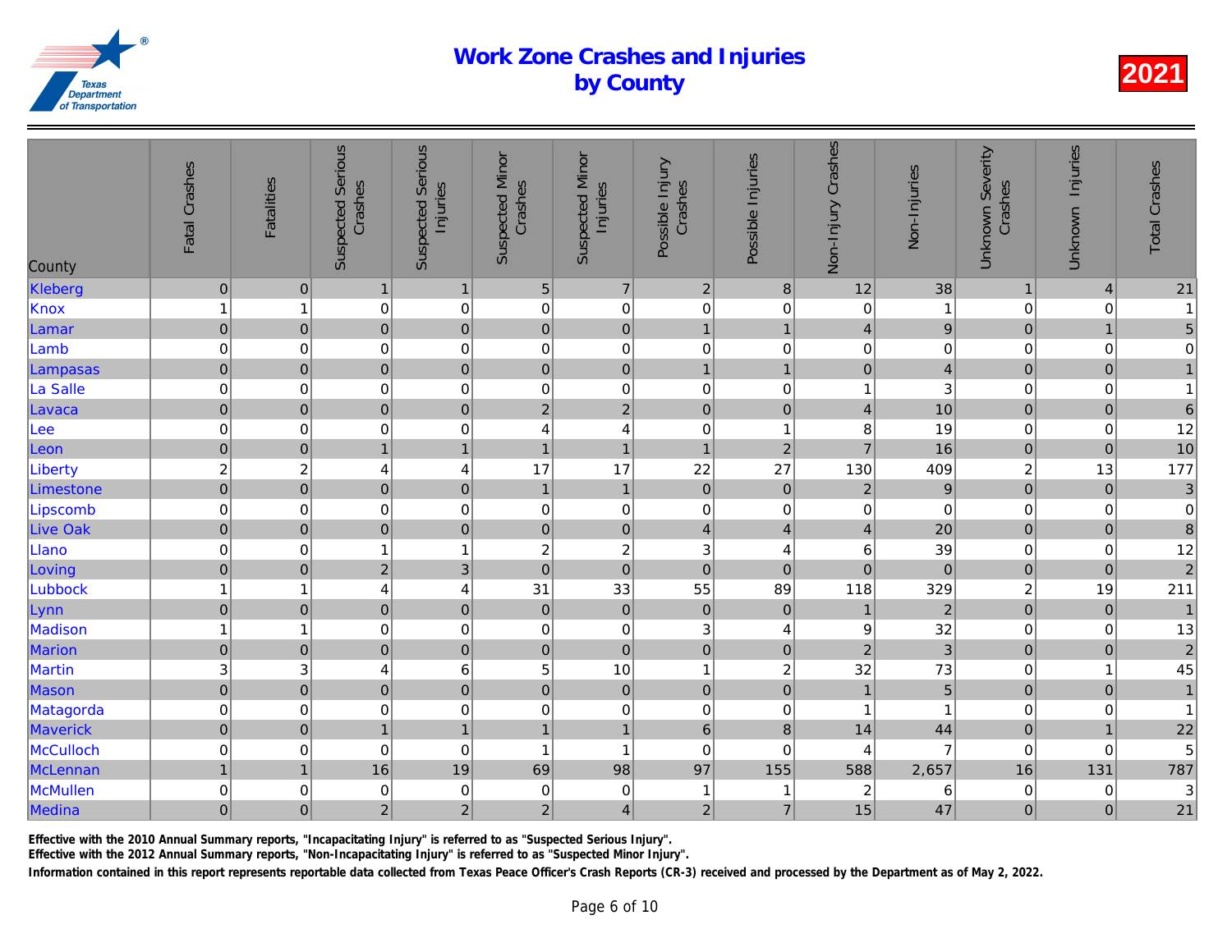# Work Zone Crashes and Injuries by County

2021

| County | Fatal Crashes | Fatalities | Suspected Serious Crashes | Suspected Serious Injuries | Suspected Minor Crashes | Suspected Minor Injuries | Possible Injury Crashes | Possible Injuries | Non-Injury Crashes | Non-Injuries | Unknown Severity Crashes | Unknown Injuries | Total Crashes |
|---|---|---|---|---|---|---|---|---|---|---|---|---|---|
| Kleberg | 0 | 0 | 1 | 1 | 5 | 7 | 2 | 8 | 12 | 38 | 1 | 4 | 21 |
| Knox | 1 | 1 | 0 | 0 | 0 | 0 | 0 | 0 | 0 | 1 | 0 | 0 | 1 |
| Lamar | 0 | 0 | 0 | 0 | 0 | 0 | 1 | 1 | 4 | 9 | 0 | 1 | 5 |
| Lamb | 0 | 0 | 0 | 0 | 0 | 0 | 0 | 0 | 0 | 0 | 0 | 0 | 0 |
| Lampasas | 0 | 0 | 0 | 0 | 0 | 0 | 1 | 1 | 0 | 4 | 0 | 0 | 1 |
| La Salle | 0 | 0 | 0 | 0 | 0 | 0 | 0 | 0 | 1 | 3 | 0 | 0 | 1 |
| Lavaca | 0 | 0 | 0 | 0 | 2 | 2 | 0 | 0 | 4 | 10 | 0 | 0 | 6 |
| Lee | 0 | 0 | 0 | 0 | 4 | 4 | 0 | 1 | 8 | 19 | 0 | 0 | 12 |
| Leon | 0 | 0 | 1 | 1 | 1 | 1 | 1 | 2 | 7 | 16 | 0 | 0 | 10 |
| Liberty | 2 | 2 | 4 | 4 | 17 | 17 | 22 | 27 | 130 | 409 | 2 | 13 | 177 |
| Limestone | 0 | 0 | 0 | 0 | 1 | 1 | 0 | 0 | 2 | 9 | 0 | 0 | 3 |
| Lipscomb | 0 | 0 | 0 | 0 | 0 | 0 | 0 | 0 | 0 | 0 | 0 | 0 | 0 |
| Live Oak | 0 | 0 | 0 | 0 | 0 | 0 | 4 | 4 | 4 | 20 | 0 | 0 | 8 |
| Llano | 0 | 0 | 1 | 1 | 2 | 2 | 3 | 4 | 6 | 39 | 0 | 0 | 12 |
| Loving | 0 | 0 | 2 | 3 | 0 | 0 | 0 | 0 | 0 | 0 | 0 | 0 | 2 |
| Lubbock | 1 | 1 | 4 | 4 | 31 | 33 | 55 | 89 | 118 | 329 | 2 | 19 | 211 |
| Lynn | 0 | 0 | 0 | 0 | 0 | 0 | 0 | 0 | 1 | 2 | 0 | 0 | 1 |
| Madison | 1 | 1 | 0 | 0 | 0 | 0 | 3 | 4 | 9 | 32 | 0 | 0 | 13 |
| Marion | 0 | 0 | 0 | 0 | 0 | 0 | 0 | 0 | 2 | 3 | 0 | 0 | 2 |
| Martin | 3 | 3 | 4 | 6 | 5 | 10 | 1 | 2 | 32 | 73 | 0 | 1 | 45 |
| Mason | 0 | 0 | 0 | 0 | 0 | 0 | 0 | 0 | 1 | 5 | 0 | 0 | 1 |
| Matagorda | 0 | 0 | 0 | 0 | 0 | 0 | 0 | 0 | 1 | 1 | 0 | 0 | 1 |
| Maverick | 0 | 0 | 1 | 1 | 1 | 1 | 6 | 8 | 14 | 44 | 0 | 1 | 22 |
| McCulloch | 0 | 0 | 0 | 0 | 1 | 1 | 0 | 0 | 4 | 7 | 0 | 0 | 5 |
| McLennan | 1 | 1 | 16 | 19 | 69 | 98 | 97 | 155 | 588 | 2,657 | 16 | 131 | 787 |
| McMullen | 0 | 0 | 0 | 0 | 0 | 0 | 1 | 1 | 2 | 6 | 0 | 0 | 3 |
| Medina | 0 | 0 | 2 | 2 | 2 | 4 | 2 | 7 | 15 | 47 | 0 | 0 | 21 |

**Effective with the 2010 Annual Summary reports, "Incapacitating Injury" is referred to as "Suspected Serious Injury".**

**Effective with the 2012 Annual Summary reports, "Non-Incapacitating Injury" is referred to as "Suspected Minor Injury".**

**Information contained in this report represents reportable data collected from Texas Peace Officer's Crash Reports (CR-3) received and processed by the Department as of May 2, 2022.**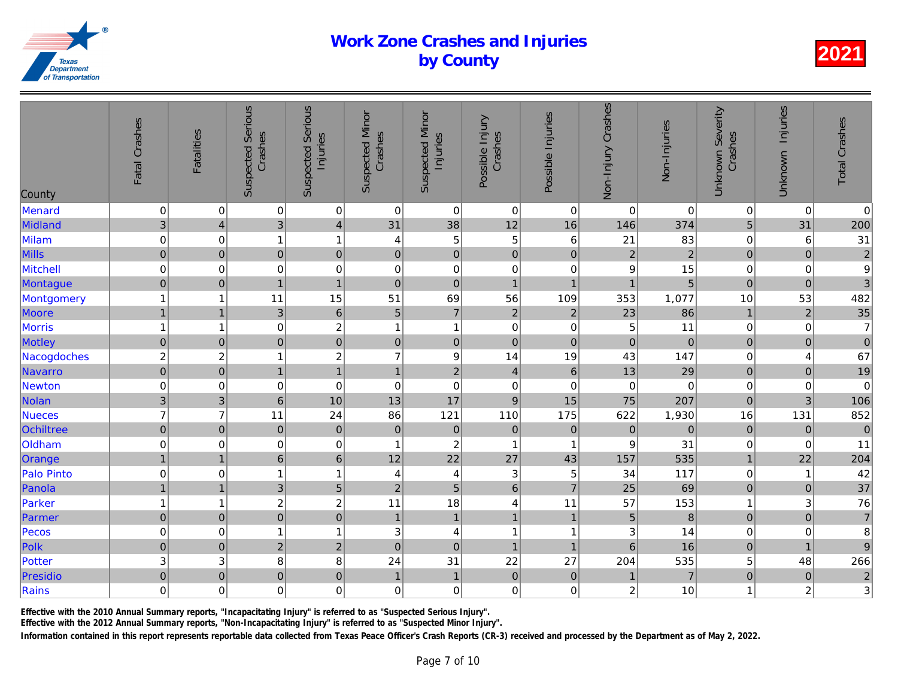# Work Zone Crashes and Injuries by County

2021

| County | Fatal Crashes | Fatalities | Suspected Serious Crashes | Suspected Serious Injuries | Suspected Minor Crashes | Suspected Minor Injuries | Possible Injury Crashes | Possible Injuries | Non-Injury Crashes | Non-Injuries | Unknown Severity Crashes | Unknown Injuries | Total Crashes |
|---|---|---|---|---|---|---|---|---|---|---|---|---|---|
| Menard | 0 | 0 | 0 | 0 | 0 | 0 | 0 | 0 | 0 | 0 | 0 | 0 | 0 |
| Midland | 3 | 4 | 3 | 4 | 31 | 38 | 12 | 16 | 146 | 374 | 5 | 31 | 200 |
| Milam | 0 | 0 | 1 | 1 | 4 | 5 | 5 | 6 | 21 | 83 | 0 | 6 | 31 |
| Mills | 0 | 0 | 0 | 0 | 0 | 0 | 0 | 0 | 2 | 2 | 0 | 0 | 2 |
| Mitchell | 0 | 0 | 0 | 0 | 0 | 0 | 0 | 0 | 9 | 15 | 0 | 0 | 9 |
| Montague | 0 | 0 | 1 | 1 | 0 | 0 | 1 | 1 | 1 | 5 | 0 | 0 | 3 |
| Montgomery | 1 | 1 | 11 | 15 | 51 | 69 | 56 | 109 | 353 | 1,077 | 10 | 53 | 482 |
| Moore | 1 | 1 | 3 | 6 | 5 | 7 | 2 | 2 | 23 | 86 | 1 | 2 | 35 |
| Morris | 1 | 1 | 0 | 2 | 1 | 1 | 0 | 0 | 5 | 11 | 0 | 0 | 7 |
| Motley | 0 | 0 | 0 | 0 | 0 | 0 | 0 | 0 | 0 | 0 | 0 | 0 | 0 |
| Nacogdoches | 2 | 2 | 1 | 2 | 7 | 9 | 14 | 19 | 43 | 147 | 0 | 4 | 67 |
| Navarro | 0 | 0 | 1 | 1 | 1 | 2 | 4 | 6 | 13 | 29 | 0 | 0 | 19 |
| Newton | 0 | 0 | 0 | 0 | 0 | 0 | 0 | 0 | 0 | 0 | 0 | 0 | 0 |
| Nolan | 3 | 3 | 6 | 10 | 13 | 17 | 9 | 15 | 75 | 207 | 0 | 3 | 106 |
| Nueces | 7 | 7 | 11 | 24 | 86 | 121 | 110 | 175 | 622 | 1,930 | 16 | 131 | 852 |
| Ochiltree | 0 | 0 | 0 | 0 | 0 | 0 | 0 | 0 | 0 | 0 | 0 | 0 | 0 |
| Oldham | 0 | 0 | 0 | 0 | 1 | 2 | 1 | 1 | 9 | 31 | 0 | 0 | 11 |
| Orange | 1 | 1 | 6 | 6 | 12 | 22 | 27 | 43 | 157 | 535 | 1 | 22 | 204 |
| Palo Pinto | 0 | 0 | 1 | 1 | 4 | 4 | 3 | 5 | 34 | 117 | 0 | 1 | 42 |
| Panola | 1 | 1 | 3 | 5 | 2 | 5 | 6 | 7 | 25 | 69 | 0 | 0 | 37 |
| Parker | 1 | 1 | 2 | 2 | 11 | 18 | 4 | 11 | 57 | 153 | 1 | 3 | 76 |
| Parmer | 0 | 0 | 0 | 0 | 1 | 1 | 1 | 1 | 5 | 8 | 0 | 0 | 7 |
| Pecos | 0 | 0 | 1 | 1 | 3 | 4 | 1 | 1 | 3 | 14 | 0 | 0 | 8 |
| Polk | 0 | 0 | 2 | 2 | 0 | 0 | 1 | 1 | 6 | 16 | 0 | 1 | 9 |
| Potter | 3 | 3 | 8 | 8 | 24 | 31 | 22 | 27 | 204 | 535 | 5 | 48 | 266 |
| Presidio | 0 | 0 | 0 | 0 | 1 | 1 | 0 | 0 | 1 | 7 | 0 | 0 | 2 |
| Rains | 0 | 0 | 0 | 0 | 0 | 0 | 0 | 0 | 2 | 10 | 1 | 2 | 3 |

Effective with the 2010 Annual Summary reports, "Incapacitating Injury" is referred to as "Suspected Serious Injury".

Effective with the 2012 Annual Summary reports, "Non-Incapacitating Injury" is referred to as "Suspected Minor Injury".

Information contained in this report represents reportable data collected from Texas Peace Officer's Crash Reports (CR-3) received and processed by the Department as of May 2, 2022.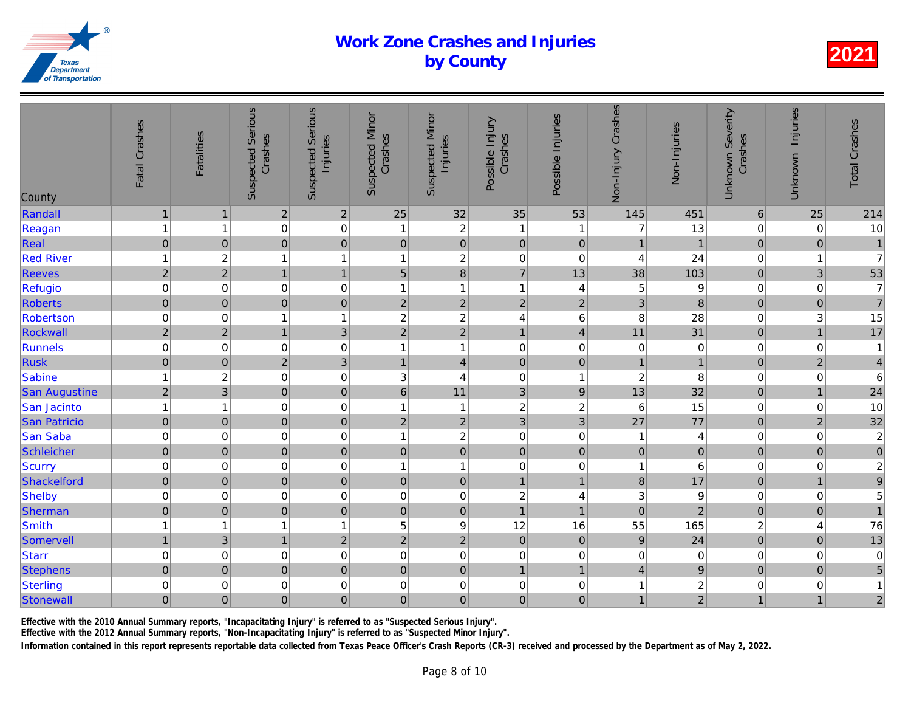# Work Zone Crashes and Injuries by County

2021

| County | Fatal Crashes | Fatalities | Suspected Serious Crashes | Suspected Serious Injuries | Suspected Minor Crashes | Suspected Minor Injuries | Possible Injury Crashes | Possible Injuries | Non-Injury Crashes | Non-Injuries | Unknown Severity Crashes | Unknown Injuries | Total Crashes |
|---|---|---|---|---|---|---|---|---|---|---|---|---|---|
| Randall | 1 | 1 | 2 | 2 | 25 | 32 | 35 | 53 | 145 | 451 | 6 | 25 | 214 |
| Reagan | 1 | 1 | 0 | 0 | 1 | 2 | 1 | 1 | 7 | 13 | 0 | 0 | 10 |
| Real | 0 | 0 | 0 | 0 | 0 | 0 | 0 | 0 | 1 | 1 | 0 | 0 | 1 |
| Red River | 1 | 2 | 1 | 1 | 1 | 2 | 0 | 0 | 4 | 24 | 0 | 1 | 7 |
| Reeves | 2 | 2 | 1 | 1 | 5 | 8 | 7 | 13 | 38 | 103 | 0 | 3 | 53 |
| Refugio | 0 | 0 | 0 | 0 | 1 | 1 | 1 | 4 | 5 | 9 | 0 | 0 | 7 |
| Roberts | 0 | 0 | 0 | 0 | 2 | 2 | 2 | 2 | 3 | 8 | 0 | 0 | 7 |
| Robertson | 0 | 0 | 1 | 1 | 2 | 2 | 4 | 6 | 8 | 28 | 0 | 3 | 15 |
| Rockwall | 2 | 2 | 1 | 3 | 2 | 2 | 1 | 4 | 11 | 31 | 0 | 1 | 17 |
| Runnels | 0 | 0 | 0 | 0 | 1 | 1 | 0 | 0 | 0 | 0 | 0 | 0 | 1 |
| Rusk | 0 | 0 | 2 | 3 | 1 | 4 | 0 | 0 | 1 | 1 | 0 | 2 | 4 |
| Sabine | 1 | 2 | 0 | 0 | 3 | 4 | 0 | 1 | 2 | 8 | 0 | 0 | 6 |
| San Augustine | 2 | 3 | 0 | 0 | 6 | 11 | 3 | 9 | 13 | 32 | 0 | 1 | 24 |
| San Jacinto | 1 | 1 | 0 | 0 | 1 | 1 | 2 | 2 | 6 | 15 | 0 | 0 | 10 |
| San Patricio | 0 | 0 | 0 | 0 | 2 | 2 | 3 | 3 | 27 | 77 | 0 | 2 | 32 |
| San Saba | 0 | 0 | 0 | 0 | 1 | 2 | 0 | 0 | 1 | 4 | 0 | 0 | 2 |
| Schleicher | 0 | 0 | 0 | 0 | 0 | 0 | 0 | 0 | 0 | 0 | 0 | 0 | 0 |
| Scurry | 0 | 0 | 0 | 0 | 1 | 1 | 0 | 0 | 1 | 6 | 0 | 0 | 2 |
| Shackelford | 0 | 0 | 0 | 0 | 0 | 0 | 1 | 1 | 8 | 17 | 0 | 1 | 9 |
| Shelby | 0 | 0 | 0 | 0 | 0 | 0 | 2 | 4 | 3 | 9 | 0 | 0 | 5 |
| Sherman | 0 | 0 | 0 | 0 | 0 | 0 | 1 | 1 | 0 | 2 | 0 | 0 | 1 |
| Smith | 1 | 1 | 1 | 1 | 5 | 9 | 12 | 16 | 55 | 165 | 2 | 4 | 76 |
| Somervell | 1 | 3 | 1 | 2 | 2 | 2 | 0 | 0 | 9 | 24 | 0 | 0 | 13 |
| Starr | 0 | 0 | 0 | 0 | 0 | 0 | 0 | 0 | 0 | 0 | 0 | 0 | 0 |
| Stephens | 0 | 0 | 0 | 0 | 0 | 0 | 1 | 1 | 4 | 9 | 0 | 0 | 5 |
| Sterling | 0 | 0 | 0 | 0 | 0 | 0 | 0 | 0 | 1 | 2 | 0 | 0 | 1 |
| Stonewall | 0 | 0 | 0 | 0 | 0 | 0 | 0 | 0 | 1 | 2 | 1 | 1 | 2 |

**Effective with the 2010 Annual Summary reports, "Incapacitating Injury" is referred to as "Suspected Serious Injury".**

**Effective with the 2012 Annual Summary reports, "Non-Incapacitating Injury" is referred to as "Suspected Minor Injury".**

**Information contained in this report represents reportable data collected from Texas Peace Officer's Crash Reports (CR-3) received and processed by the Department as of May 2, 2022.**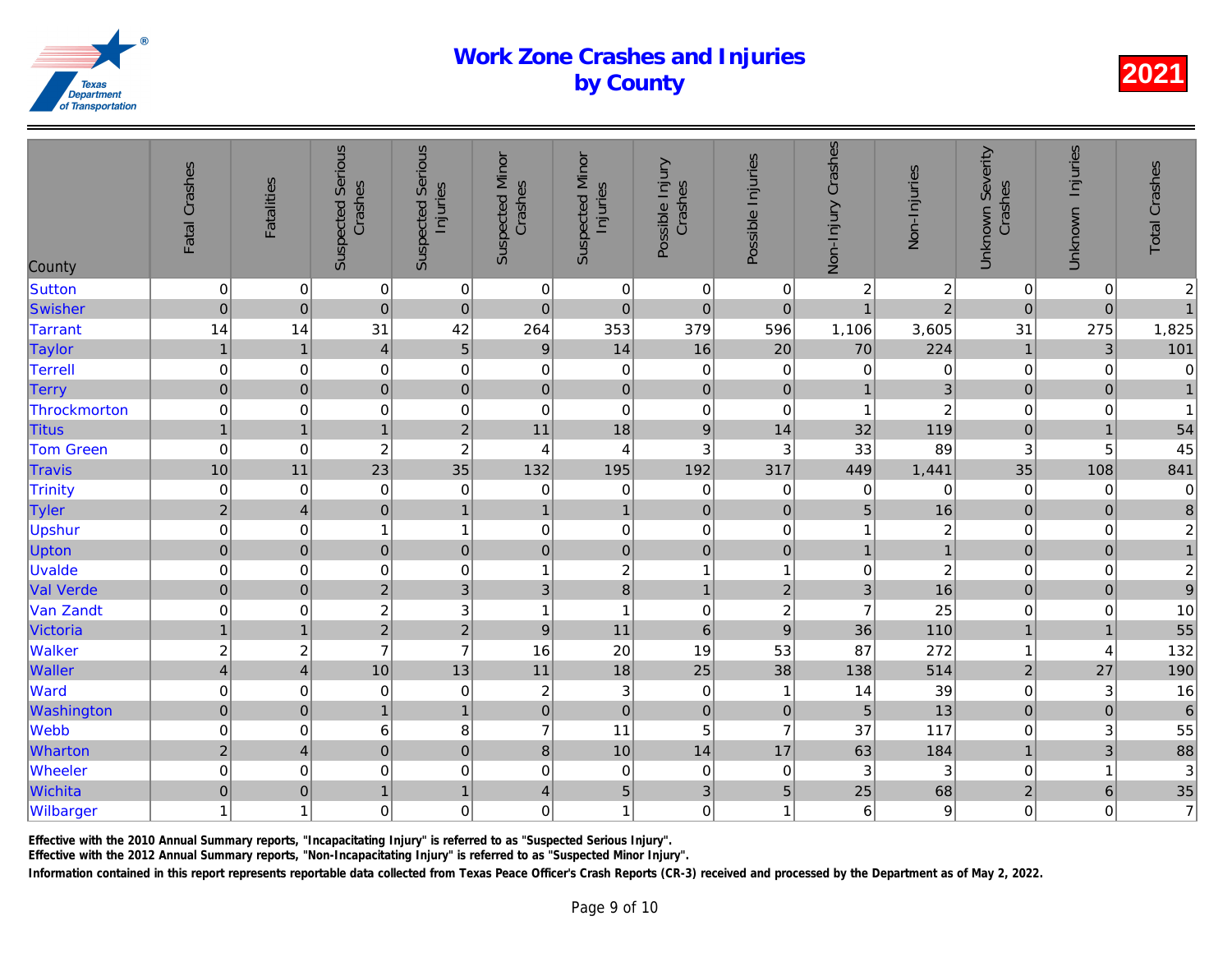# Work Zone Crashes and Injuries by County

**2021**

| County | Fatal Crashes | Fatalities | Suspected Serious Crashes | Suspected Serious Injuries | Suspected Minor Crashes | Suspected Minor Injuries | Possible Injury Crashes | Possible Injuries | Non-Injury Crashes | Non-Injuries | Unknown Severity Crashes | Unknown Injuries | Total Crashes |
|---|---|---|---|---|---|---|---|---|---|---|---|---|---|
| Sutton | 0 | 0 | 0 | 0 | 0 | 0 | 0 | 0 | 2 | 2 | 0 | 0 | 2 |
| Swisher | 0 | 0 | 0 | 0 | 0 | 0 | 0 | 0 | 1 | 2 | 0 | 0 | 1 |
| Tarrant | 14 | 14 | 31 | 42 | 264 | 353 | 379 | 596 | 1,106 | 3,605 | 31 | 275 | 1,825 |
| Taylor | 1 | 1 | 4 | 5 | 9 | 14 | 16 | 20 | 70 | 224 | 1 | 3 | 101 |
| Terrell | 0 | 0 | 0 | 0 | 0 | 0 | 0 | 0 | 0 | 0 | 0 | 0 | 0 |
| Terry | 0 | 0 | 0 | 0 | 0 | 0 | 0 | 0 | 1 | 3 | 0 | 0 | 1 |
| Throckmorton | 0 | 0 | 0 | 0 | 0 | 0 | 0 | 0 | 1 | 2 | 0 | 0 | 1 |
| Titus | 1 | 1 | 1 | 2 | 11 | 18 | 9 | 14 | 32 | 119 | 0 | 1 | 54 |
| Tom Green | 0 | 0 | 2 | 2 | 4 | 4 | 3 | 3 | 33 | 89 | 3 | 5 | 45 |
| Travis | 10 | 11 | 23 | 35 | 132 | 195 | 192 | 317 | 449 | 1,441 | 35 | 108 | 841 |
| Trinity | 0 | 0 | 0 | 0 | 0 | 0 | 0 | 0 | 0 | 0 | 0 | 0 | 0 |
| Tyler | 2 | 4 | 0 | 1 | 1 | 1 | 0 | 0 | 5 | 16 | 0 | 0 | 8 |
| Upshur | 0 | 0 | 1 | 1 | 0 | 0 | 0 | 0 | 1 | 2 | 0 | 0 | 2 |
| Upton | 0 | 0 | 0 | 0 | 0 | 0 | 0 | 0 | 1 | 1 | 0 | 0 | 1 |
| Uvalde | 0 | 0 | 0 | 0 | 1 | 2 | 1 | 1 | 0 | 2 | 0 | 0 | 2 |
| Val Verde | 0 | 0 | 2 | 3 | 3 | 8 | 1 | 2 | 3 | 16 | 0 | 0 | 9 |
| Van Zandt | 0 | 0 | 2 | 3 | 1 | 1 | 0 | 2 | 7 | 25 | 0 | 0 | 10 |
| Victoria | 1 | 1 | 2 | 2 | 9 | 11 | 6 | 9 | 36 | 110 | 1 | 1 | 55 |
| Walker | 2 | 2 | 7 | 7 | 16 | 20 | 19 | 53 | 87 | 272 | 1 | 4 | 132 |
| Waller | 4 | 4 | 10 | 13 | 11 | 18 | 25 | 38 | 138 | 514 | 2 | 27 | 190 |
| Ward | 0 | 0 | 0 | 0 | 2 | 3 | 0 | 1 | 14 | 39 | 0 | 3 | 16 |
| Washington | 0 | 0 | 1 | 1 | 0 | 0 | 0 | 0 | 5 | 13 | 0 | 0 | 6 |
| Webb | 0 | 0 | 6 | 8 | 7 | 11 | 5 | 7 | 37 | 117 | 0 | 3 | 55 |
| Wharton | 2 | 4 | 0 | 0 | 8 | 10 | 14 | 17 | 63 | 184 | 1 | 3 | 88 |
| Wheeler | 0 | 0 | 0 | 0 | 0 | 0 | 0 | 0 | 3 | 3 | 0 | 1 | 3 |
| Wichita | 0 | 0 | 1 | 1 | 4 | 5 | 3 | 5 | 25 | 68 | 2 | 6 | 35 |
| Wilbarger | 1 | 1 | 0 | 0 | 0 | 1 | 0 | 1 | 6 | 9 | 0 | 0 | 7 |

**Effective with the 2010 Annual Summary reports, "Incapacitating Injury" is referred to as "Suspected Serious Injury".**

**Effective with the 2012 Annual Summary reports, "Non-Incapacitating Injury" is referred to as "Suspected Minor Injury".**

**Information contained in this report represents reportable data collected from Texas Peace Officer's Crash Reports (CR-3) received and processed by the Department as of May 2, 2022.**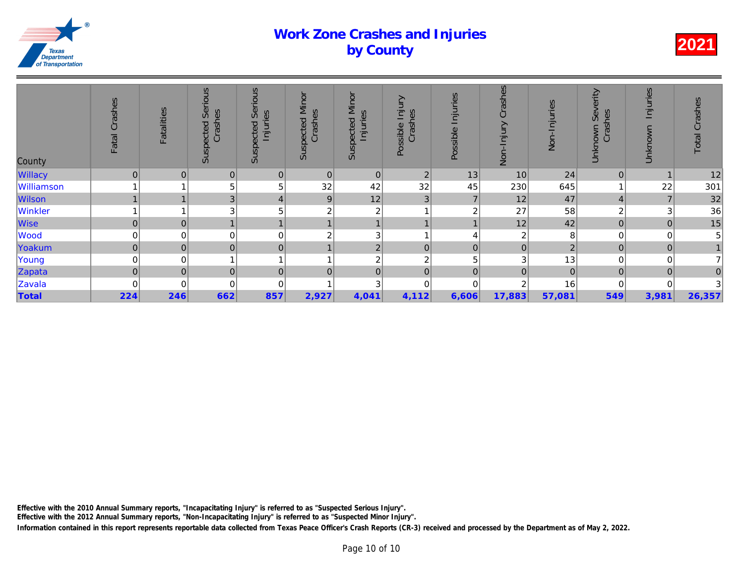# Work Zone Crashes and Injuries by County

2021

| County | Fatal Crashes | Fatalities | Suspected Serious Crashes | Suspected Serious Injuries | Suspected Minor Crashes | Suspected Minor Injuries | Possible Injury Crashes | Possible Injuries | Non-Injury Crashes | Non-Injuries | Unknown Severity Crashes | Unknown Injuries | Total Crashes |
|---|---|---|---|---|---|---|---|---|---|---|---|---|---|
| Willacy | 0 | 0 | 0 | 0 | 0 | 0 | 2 | 13 | 10 | 24 | 0 | 1 | 12 |
| Williamson | 1 | 1 | 5 | 5 | 32 | 42 | 32 | 45 | 230 | 645 | 1 | 22 | 301 |
| Wilson | 1 | 1 | 3 | 4 | 9 | 12 | 3 | 7 | 12 | 47 | 4 | 7 | 32 |
| Winkler | 1 | 1 | 3 | 5 | 2 | 2 | 1 | 2 | 27 | 58 | 2 | 3 | 36 |
| Wise | 0 | 0 | 1 | 1 | 1 | 1 | 1 | 1 | 12 | 42 | 0 | 0 | 15 |
| Wood | 0 | 0 | 0 | 0 | 2 | 3 | 1 | 4 | 2 | 8 | 0 | 0 | 5 |
| Yoakum | 0 | 0 | 0 | 0 | 1 | 2 | 0 | 0 | 0 | 2 | 0 | 0 | 1 |
| Young | 0 | 0 | 1 | 1 | 1 | 2 | 2 | 5 | 3 | 13 | 0 | 0 | 7 |
| Zapata | 0 | 0 | 0 | 0 | 0 | 0 | 0 | 0 | 0 | 0 | 0 | 0 | 0 |
| Zavala | 0 | 0 | 0 | 0 | 1 | 3 | 0 | 0 | 2 | 16 | 0 | 0 | 3 |
| **Total** | **224** | **246** | **662** | **857** | **2,927** | **4,041** | **4,112** | **6,606** | **17,883** | **57,081** | **549** | **3,981** | **26,357** |

**Effective with the 2010 Annual Summary reports, "Incapacitating Injury" is referred to as "Suspected Serious Injury".**
**Effective with the 2012 Annual Summary reports, "Non-Incapacitating Injury" is referred to as "Suspected Minor Injury".**
**Information contained in this report represents reportable data collected from Texas Peace Officer's Crash Reports (CR-3) received and processed by the Department as of May 2, 2022.**